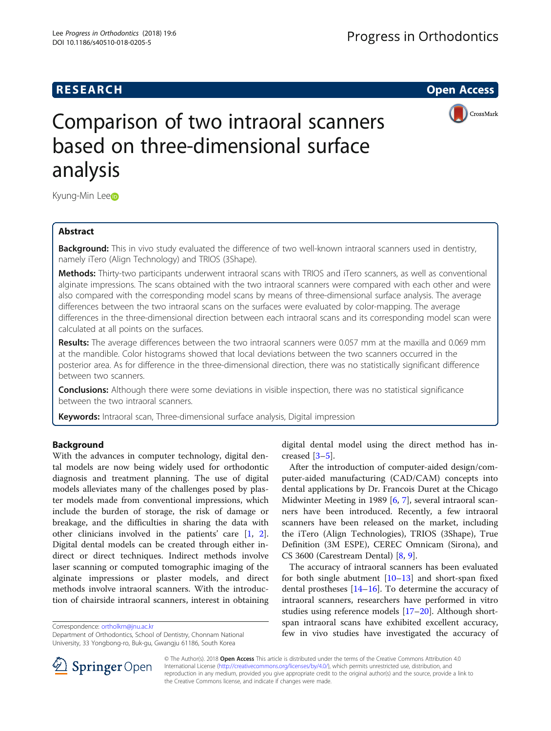RESEARCH

Open Access

# Comparison of two intraoral scanners based on three-dimensional surface analysis

Kyung-Min Lee

## Abstract

**Background:** This in vivo study evaluated the difference of two well-known intraoral scanners used in dentistry, namely iTero (Align Technology) and TRIOS (3Shape).

**Methods:** Thirty-two participants underwent intraoral scans with TRIOS and iTero scanners, as well as conventional alginate impressions. The scans obtained with the two intraoral scanners were compared with each other and were also compared with the corresponding model scans by means of three-dimensional surface analysis. The average differences between the two intraoral scans on the surfaces were evaluated by color-mapping. The average differences in the three-dimensional direction between each intraoral scans and its corresponding model scan were calculated at all points on the surfaces.

**Results:** The average differences between the two intraoral scanners were 0.057 mm at the maxilla and 0.069 mm at the mandible. Color histograms showed that local deviations between the two scanners occurred in the posterior area. As for difference in the three-dimensional direction, there was no statistically significant difference between two scanners.

**Conclusions:** Although there were some deviations in visible inspection, there was no statistical significance between the two intraoral scanners.

**Keywords:** Intraoral scan, Three-dimensional surface analysis, Digital impression

## Background

With the advances in computer technology, digital dental models are now being widely used for orthodontic diagnosis and treatment planning. The use of digital models alleviates many of the challenges posed by plaster models made from conventional impressions, which include the burden of storage, the risk of damage or breakage, and the difficulties in sharing the data with other clinicians involved in the patients' care [1, 2]. Digital dental models can be created through either indirect or direct techniques. Indirect methods involve laser scanning or computed tomographic imaging of the alginate impressions or plaster models, and direct methods involve intraoral scanners. With the introduction of chairside intraoral scanners, interest in obtaining digital dental model using the direct method has increased [3–5].

After the introduction of computer-aided design/computer-aided manufacturing (CAD/CAM) concepts into dental applications by Dr. Francois Duret at the Chicago Midwinter Meeting in 1989 [6, 7], several intraoral scanners have been introduced. Recently, a few intraoral scanners have been released on the market, including the iTero (Align Technologies), TRIOS (3Shape), True Definition (3M ESPE), CEREC Omnicam (Sirona), and CS 3600 (Carestream Dental) [8, 9].

The accuracy of intraoral scanners has been evaluated for both single abutment [10–13] and short-span fixed dental prostheses [14–16]. To determine the accuracy of intraoral scanners, researchers have performed in vitro studies using reference models [17–20]. Although short-span intraoral scans have exhibited excellent accuracy, few in vivo studies have investigated the accuracy of

Correspondence: ortholkm@jnu.ac.kr
Department of Orthodontics, School of Dentistry, Chonnam National University, 33 Yongbong-ro, Buk-gu, Gwangju 61186, South Korea

© The Author(s). 2018 **Open Access** This article is distributed under the terms of the Creative Commons Attribution 4.0 International License (http://creativecommons.org/licenses/by/4.0/), which permits unrestricted use, distribution, and reproduction in any medium, provided you give appropriate credit to the original author(s) and the source, provide a link to the Creative Commons license, and indicate if changes were made.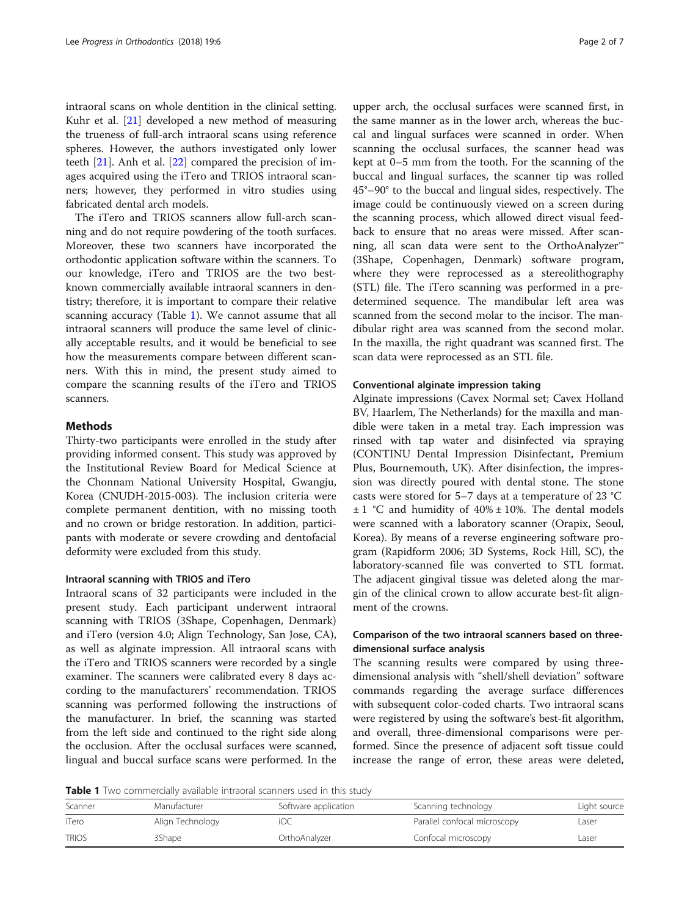intraoral scans on whole dentition in the clinical setting. Kuhr et al. [21] developed a new method of measuring the trueness of full-arch intraoral scans using reference spheres. However, the authors investigated only lower teeth [21]. Anh et al. [22] compared the precision of images acquired using the iTero and TRIOS intraoral scanners; however, they performed in vitro studies using fabricated dental arch models.

The iTero and TRIOS scanners allow full-arch scanning and do not require powdering of the tooth surfaces. Moreover, these two scanners have incorporated the orthodontic application software within the scanners. To our knowledge, iTero and TRIOS are the two best-known commercially available intraoral scanners in dentistry; therefore, it is important to compare their relative scanning accuracy (Table 1). We cannot assume that all intraoral scanners will produce the same level of clinically acceptable results, and it would be beneficial to see how the measurements compare between different scanners. With this in mind, the present study aimed to compare the scanning results of the iTero and TRIOS scanners.

## Methods

Thirty-two participants were enrolled in the study after providing informed consent. This study was approved by the Institutional Review Board for Medical Science at the Chonnam National University Hospital, Gwangju, Korea (CNUDH-2015-003). The inclusion criteria were complete permanent dentition, with no missing tooth and no crown or bridge restoration. In addition, participants with moderate or severe crowding and dentofacial deformity were excluded from this study.

### Intraoral scanning with TRIOS and iTero

Intraoral scans of 32 participants were included in the present study. Each participant underwent intraoral scanning with TRIOS (3Shape, Copenhagen, Denmark) and iTero (version 4.0; Align Technology, San Jose, CA), as well as alginate impression. All intraoral scans with the iTero and TRIOS scanners were recorded by a single examiner. The scanners were calibrated every 8 days according to the manufacturers' recommendation. TRIOS scanning was performed following the instructions of the manufacturer. In brief, the scanning was started from the left side and continued to the right side along the occlusion. After the occlusal surfaces were scanned, lingual and buccal surface scans were performed. In the upper arch, the occlusal surfaces were scanned first, in the same manner as in the lower arch, whereas the buccal and lingual surfaces were scanned in order. When scanning the occlusal surfaces, the scanner head was kept at 0–5 mm from the tooth. For the scanning of the buccal and lingual surfaces, the scanner tip was rolled 45°–90° to the buccal and lingual sides, respectively. The image could be continuously viewed on a screen during the scanning process, which allowed direct visual feedback to ensure that no areas were missed. After scanning, all scan data were sent to the OrthoAnalyzer™ (3Shape, Copenhagen, Denmark) software program, where they were reprocessed as a stereolithography (STL) file. The iTero scanning was performed in a predetermined sequence. The mandibular left area was scanned from the second molar to the incisor. The mandibular right area was scanned from the second molar. In the maxilla, the right quadrant was scanned first. The scan data were reprocessed as an STL file.

### Conventional alginate impression taking

Alginate impressions (Cavex Normal set; Cavex Holland BV, Haarlem, The Netherlands) for the maxilla and mandible were taken in a metal tray. Each impression was rinsed with tap water and disinfected via spraying (CONTINU Dental Impression Disinfectant, Premium Plus, Bournemouth, UK). After disinfection, the impression was directly poured with dental stone. The stone casts were stored for 5–7 days at a temperature of 23 °C ± 1 °C and humidity of 40% ± 10%. The dental models were scanned with a laboratory scanner (Orapix, Seoul, Korea). By means of a reverse engineering software program (Rapidform 2006; 3D Systems, Rock Hill, SC), the laboratory-scanned file was converted to STL format. The adjacent gingival tissue was deleted along the margin of the clinical crown to allow accurate best-fit alignment of the crowns.

### Comparison of the two intraoral scanners based on three-dimensional surface analysis

The scanning results were compared by using three-dimensional analysis with "shell/shell deviation" software commands regarding the average surface differences with subsequent color-coded charts. Two intraoral scans were registered by using the software's best-fit algorithm, and overall, three-dimensional comparisons were performed. Since the presence of adjacent soft tissue could increase the range of error, these areas were deleted,

**Table 1** Two commercially available intraoral scanners used in this study

| Scanner | Manufacturer | Software application | Scanning technology | Light source |
|---|---|---|---|---|
| iTero | Align Technology | iOC | Parallel confocal microscopy | Laser |
| TRIOS | 3Shape | OrthoAnalyzer | Confocal microscopy | Laser |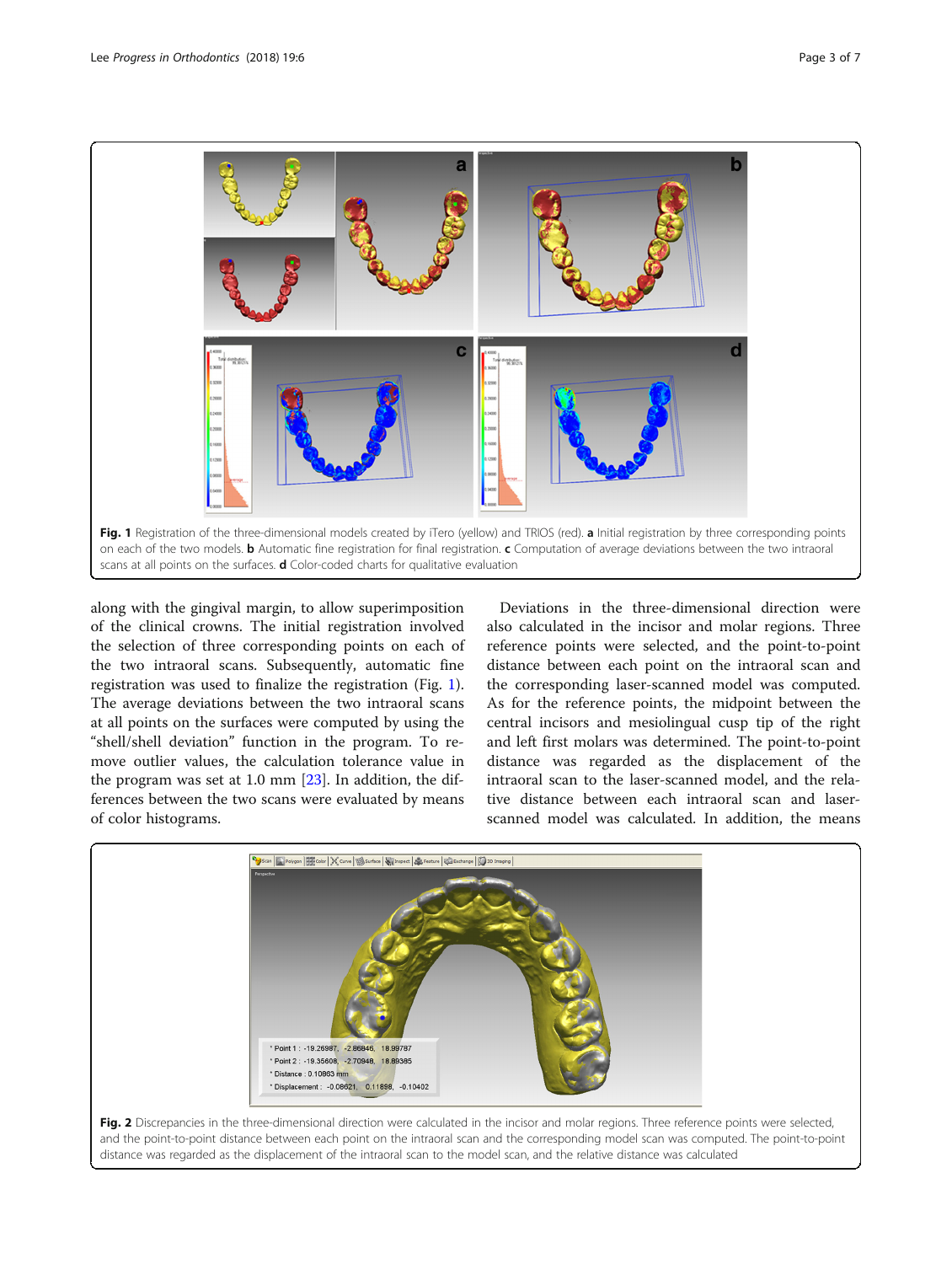**Fig. 1** Registration of the three-dimensional models created by iTero (yellow) and TRIOS (red). **a** Initial registration by three corresponding points on each of the two models. **b** Automatic fine registration for final registration. **c** Computation of average deviations between the two intraoral scans at all points on the surfaces. **d** Color-coded charts for qualitative evaluation

along with the gingival margin, to allow superimposition of the clinical crowns. The initial registration involved the selection of three corresponding points on each of the two intraoral scans. Subsequently, automatic fine registration was used to finalize the registration (Fig. 1). The average deviations between the two intraoral scans at all points on the surfaces were computed by using the "shell/shell deviation" function in the program. To remove outlier values, the calculation tolerance value in the program was set at 1.0 mm [23]. In addition, the differences between the two scans were evaluated by means of color histograms.

Deviations in the three-dimensional direction were also calculated in the incisor and molar regions. Three reference points were selected, and the point-to-point distance between each point on the intraoral scan and the corresponding laser-scanned model was computed. As for the reference points, the midpoint between the central incisors and mesiolingual cusp tip of the right and left first molars was determined. The point-to-point distance was regarded as the displacement of the intraoral scan to the laser-scanned model, and the relative distance between each intraoral scan and laser-scanned model was calculated. In addition, the means

**Fig. 2** Discrepancies in the three-dimensional direction were calculated in the incisor and molar regions. Three reference points were selected, and the point-to-point distance between each point on the intraoral scan and the corresponding model scan was computed. The point-to-point distance was regarded as the displacement of the intraoral scan to the model scan, and the relative distance was calculated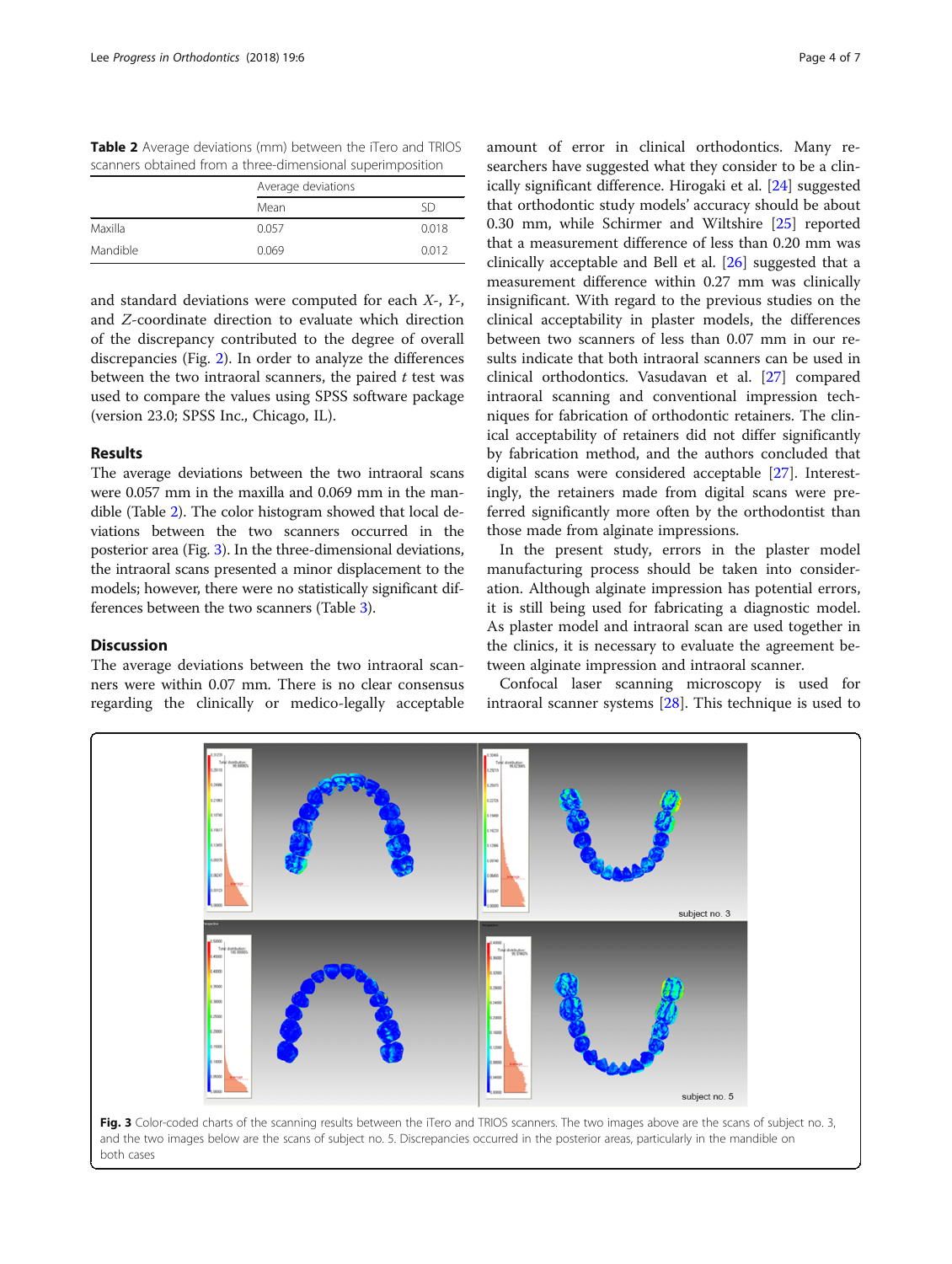**Table 2** Average deviations (mm) between the iTero and TRIOS scanners obtained from a three-dimensional superimposition

| | Average deviations | |
|---|---|---|
| | Mean | SD |
| Maxilla | 0.057 | 0.018 |
| Mandible | 0.069 | 0.012 |

and standard deviations were computed for each *X*-, *Y*-, and *Z*-coordinate direction to evaluate which direction of the discrepancy contributed to the degree of overall discrepancies (Fig. 2). In order to analyze the differences between the two intraoral scanners, the paired *t* test was used to compare the values using SPSS software package (version 23.0; SPSS Inc., Chicago, IL).

## Results

The average deviations between the two intraoral scans were 0.057 mm in the maxilla and 0.069 mm in the mandible (Table 2). The color histogram showed that local deviations between the two scanners occurred in the posterior area (Fig. 3). In the three-dimensional deviations, the intraoral scans presented a minor displacement to the models; however, there were no statistically significant differences between the two scanners (Table 3).

## Discussion

The average deviations between the two intraoral scanners were within 0.07 mm. There is no clear consensus regarding the clinically or medico-legally acceptable amount of error in clinical orthodontics. Many researchers have suggested what they consider to be a clinically significant difference. Hirogaki et al. [24] suggested that orthodontic study models' accuracy should be about 0.30 mm, while Schirmer and Wiltshire [25] reported that a measurement difference of less than 0.20 mm was clinically acceptable and Bell et al. [26] suggested that a measurement difference within 0.27 mm was clinically insignificant. With regard to the previous studies on the clinical acceptability in plaster models, the differences between two scanners of less than 0.07 mm in our results indicate that both intraoral scanners can be used in clinical orthodontics. Vasudavan et al. [27] compared intraoral scanning and conventional impression techniques for fabrication of orthodontic retainers. The clinical acceptability of retainers did not differ significantly by fabrication method, and the authors concluded that digital scans were considered acceptable [27]. Interestingly, the retainers made from digital scans were preferred significantly more often by the orthodontist than those made from alginate impressions.

In the present study, errors in the plaster model manufacturing process should be taken into consideration. Although alginate impression has potential errors, it is still being used for fabricating a diagnostic model. As plaster model and intraoral scan are used together in the clinics, it is necessary to evaluate the agreement between alginate impression and intraoral scanner.

Confocal laser scanning microscopy is used for intraoral scanner systems [28]. This technique is used to

**Fig. 3** Color-coded charts of the scanning results between the iTero and TRIOS scanners. The two images above are the scans of subject no. 3, and the two images below are the scans of subject no. 5. Discrepancies occurred in the posterior areas, particularly in the mandible on both cases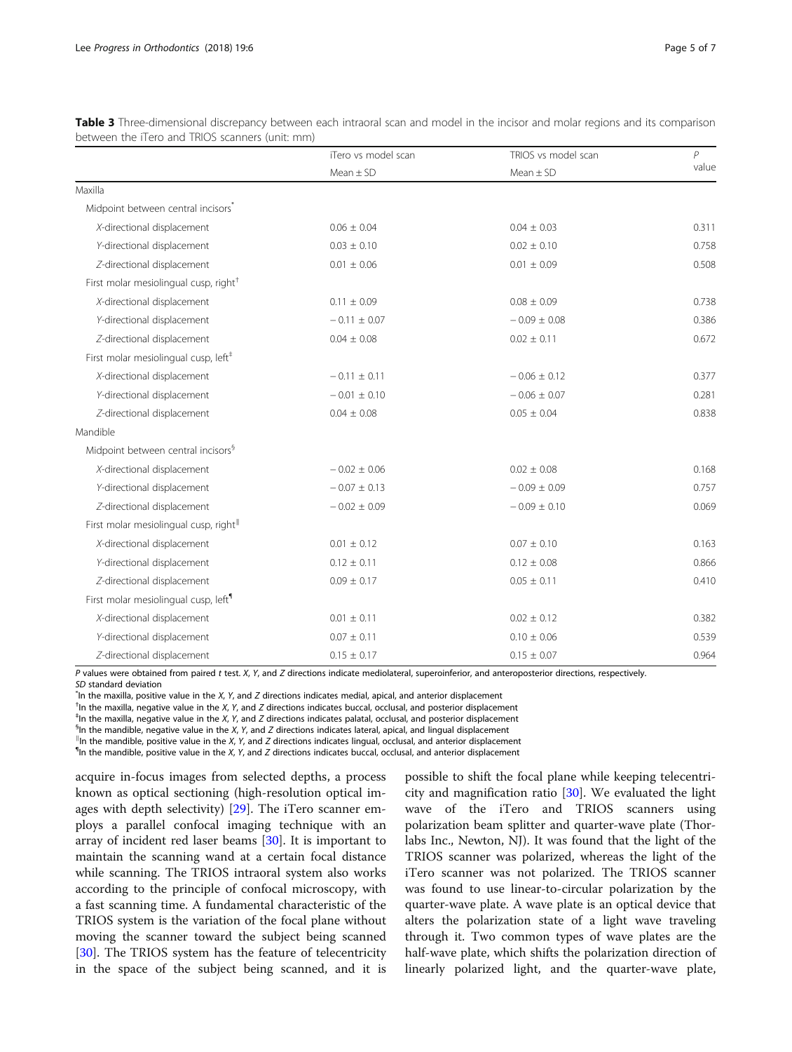**Table 3** Three-dimensional discrepancy between each intraoral scan and model in the incisor and molar regions and its comparison between the iTero and TRIOS scanners (unit: mm)

| | iTero vs model scan | TRIOS vs model scan | *P* value |
|---|---|---|---|
| | Mean ± SD | Mean ± SD | |
| Maxilla | | | |
| Midpoint between central incisors[*] | | | |
| *X*-directional displacement | 0.06 ± 0.04 | 0.04 ± 0.03 | 0.311 |
| *Y*-directional displacement | 0.03 ± 0.10 | 0.02 ± 0.10 | 0.758 |
| *Z*-directional displacement | 0.01 ± 0.06 | 0.01 ± 0.09 | 0.508 |
| First molar mesiolingual cusp, right[†] | | | |
| *X*-directional displacement | 0.11 ± 0.09 | 0.08 ± 0.09 | 0.738 |
| *Y*-directional displacement | − 0.11 ± 0.07 | − 0.09 ± 0.08 | 0.386 |
| *Z*-directional displacement | 0.04 ± 0.08 | 0.02 ± 0.11 | 0.672 |
| First molar mesiolingual cusp, left[‡] | | | |
| *X*-directional displacement | − 0.11 ± 0.11 | − 0.06 ± 0.12 | 0.377 |
| *Y*-directional displacement | − 0.01 ± 0.10 | − 0.06 ± 0.07 | 0.281 |
| *Z*-directional displacement | 0.04 ± 0.08 | 0.05 ± 0.04 | 0.838 |
| Mandible | | | |
| Midpoint between central incisors[§] | | | |
| *X*-directional displacement | − 0.02 ± 0.06 | 0.02 ± 0.08 | 0.168 |
| *Y*-directional displacement | − 0.07 ± 0.13 | − 0.09 ± 0.09 | 0.757 |
| *Z*-directional displacement | − 0.02 ± 0.09 | − 0.09 ± 0.10 | 0.069 |
| First molar mesiolingual cusp, right[‖] | | | |
| *X*-directional displacement | 0.01 ± 0.12 | 0.07 ± 0.10 | 0.163 |
| *Y*-directional displacement | 0.12 ± 0.11 | 0.12 ± 0.08 | 0.866 |
| *Z*-directional displacement | 0.09 ± 0.17 | 0.05 ± 0.11 | 0.410 |
| First molar mesiolingual cusp, left[¶] | | | |
| *X*-directional displacement | 0.01 ± 0.11 | 0.02 ± 0.12 | 0.382 |
| *Y*-directional displacement | 0.07 ± 0.11 | 0.10 ± 0.06 | 0.539 |
| *Z*-directional displacement | 0.15 ± 0.17 | 0.15 ± 0.07 | 0.964 |

*P* values were obtained from paired *t* test. *X*, *Y*, and *Z* directions indicate mediolateral, superoinferior, and anteroposterior directions, respectively.
*SD* standard deviation
[*]In the maxilla, positive value in the *X*, *Y*, and *Z* directions indicates medial, apical, and anterior displacement
[†]In the maxilla, negative value in the *X*, *Y*, and *Z* directions indicates buccal, occlusal, and posterior displacement
[‡]In the maxilla, negative value in the *X*, *Y*, and *Z* directions indicates palatal, occlusal, and posterior displacement
[§]In the mandible, negative value in the *X*, *Y*, and *Z* directions indicates lateral, apical, and lingual displacement
[‖]In the mandible, positive value in the *X*, *Y*, and *Z* directions indicates lingual, occlusal, and anterior displacement
[¶]In the mandible, positive value in the *X*, *Y*, and *Z* directions indicates buccal, occlusal, and anterior displacement

acquire in-focus images from selected depths, a process known as optical sectioning (high-resolution optical images with depth selectivity) [29]. The iTero scanner employs a parallel confocal imaging technique with an array of incident red laser beams [30]. It is important to maintain the scanning wand at a certain focal distance while scanning. The TRIOS intraoral system also works according to the principle of confocal microscopy, with a fast scanning time. A fundamental characteristic of the TRIOS system is the variation of the focal plane without moving the scanner toward the subject being scanned [30]. The TRIOS system has the feature of telecentricity in the space of the subject being scanned, and it is possible to shift the focal plane while keeping telecentricity and magnification ratio [30]. We evaluated the light wave of the iTero and TRIOS scanners using polarization beam splitter and quarter-wave plate (Thorlabs Inc., Newton, NJ). It was found that the light of the TRIOS scanner was polarized, whereas the light of the iTero scanner was not polarized. The TRIOS scanner was found to use linear-to-circular polarization by the quarter-wave plate. A wave plate is an optical device that alters the polarization state of a light wave traveling through it. Two common types of wave plates are the half-wave plate, which shifts the polarization direction of linearly polarized light, and the quarter-wave plate,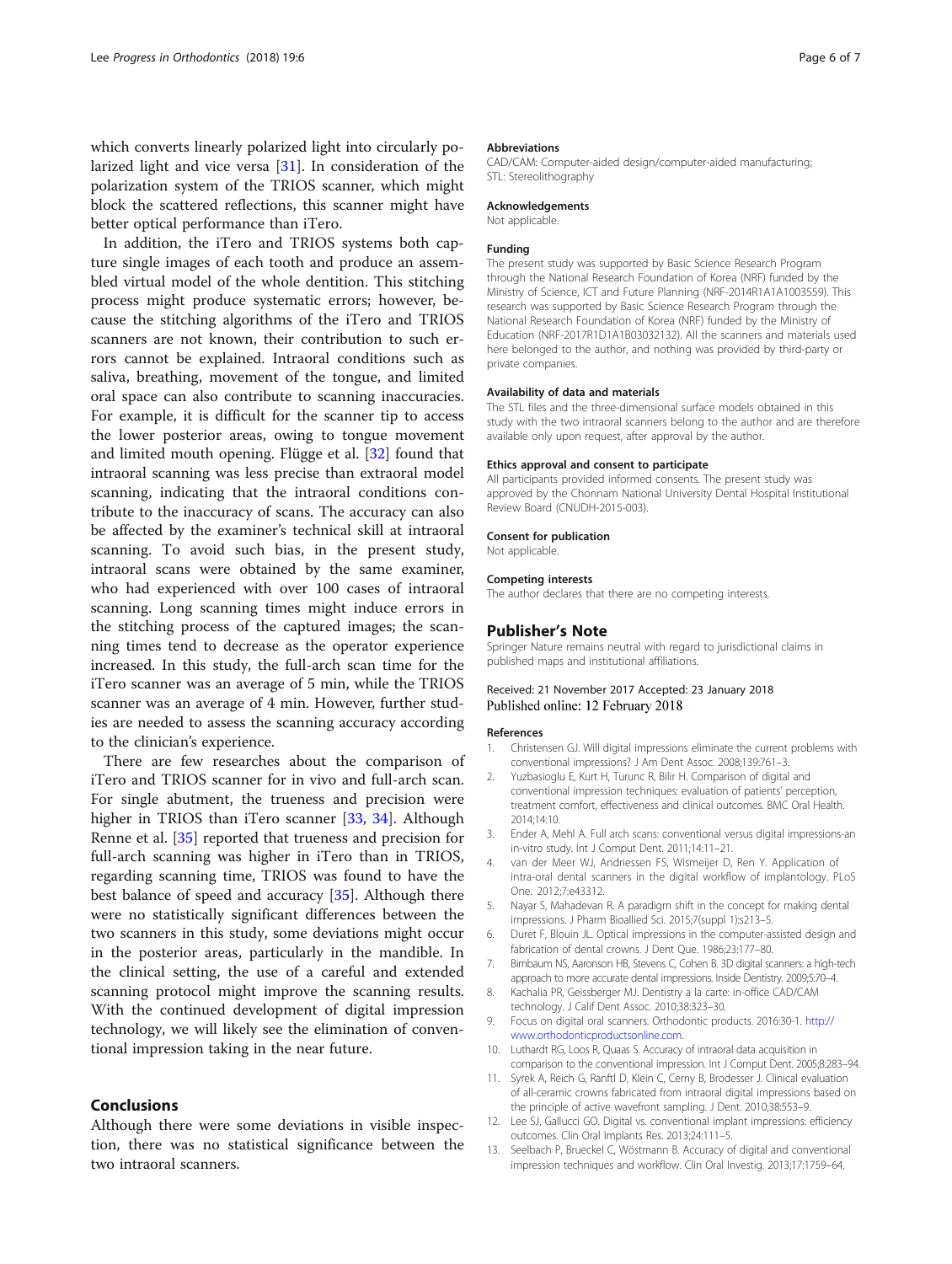which converts linearly polarized light into circularly polarized light and vice versa [31]. In consideration of the polarization system of the TRIOS scanner, which might block the scattered reflections, this scanner might have better optical performance than iTero.

In addition, the iTero and TRIOS systems both capture single images of each tooth and produce an assembled virtual model of the whole dentition. This stitching process might produce systematic errors; however, because the stitching algorithms of the iTero and TRIOS scanners are not known, their contribution to such errors cannot be explained. Intraoral conditions such as saliva, breathing, movement of the tongue, and limited oral space can also contribute to scanning inaccuracies. For example, it is difficult for the scanner tip to access the lower posterior areas, owing to tongue movement and limited mouth opening. Flügge et al. [32] found that intraoral scanning was less precise than extraoral model scanning, indicating that the intraoral conditions contribute to the inaccuracy of scans. The accuracy can also be affected by the examiner's technical skill at intraoral scanning. To avoid such bias, in the present study, intraoral scans were obtained by the same examiner, who had experienced with over 100 cases of intraoral scanning. Long scanning times might induce errors in the stitching process of the captured images; the scanning times tend to decrease as the operator experience increased. In this study, the full-arch scan time for the iTero scanner was an average of 5 min, while the TRIOS scanner was an average of 4 min. However, further studies are needed to assess the scanning accuracy according to the clinician's experience.

There are few researches about the comparison of iTero and TRIOS scanner for in vivo and full-arch scan. For single abutment, the trueness and precision were higher in TRIOS than iTero scanner [33, 34]. Although Renne et al. [35] reported that trueness and precision for full-arch scanning was higher in iTero than in TRIOS, regarding scanning time, TRIOS was found to have the best balance of speed and accuracy [35]. Although there were no statistically significant differences between the two scanners in this study, some deviations might occur in the posterior areas, particularly in the mandible. In the clinical setting, the use of a careful and extended scanning protocol might improve the scanning results. With the continued development of digital impression technology, we will likely see the elimination of conventional impression taking in the near future.

## Conclusions

Although there were some deviations in visible inspection, there was no statistical significance between the two intraoral scanners.

#### Abbreviations

CAD/CAM: Computer-aided design/computer-aided manufacturing; STL: Stereolithography

#### Acknowledgements

Not applicable.

#### Funding

The present study was supported by Basic Science Research Program through the National Research Foundation of Korea (NRF) funded by the Ministry of Science, ICT and Future Planning (NRF-2014R1A1A1003559). This research was supported by Basic Science Research Program through the National Research Foundation of Korea (NRF) funded by the Ministry of Education (NRF-2017R1D1A1B03032132). All the scanners and materials used here belonged to the author, and nothing was provided by third-party or private companies.

#### Availability of data and materials

The STL files and the three-dimensional surface models obtained in this study with the two intraoral scanners belong to the author and are therefore available only upon request, after approval by the author.

#### Ethics approval and consent to participate

All participants provided informed consents. The present study was approved by the Chonnam National University Dental Hospital Institutional Review Board (CNUDH-2015-003).

#### Consent for publication

Not applicable.

#### Competing interests

The author declares that there are no competing interests.

### Publisher's Note

Springer Nature remains neutral with regard to jurisdictional claims in published maps and institutional affiliations.

Received: 21 November 2017 Accepted: 23 January 2018
Published online: 12 February 2018

#### References

1. Christensen GJ. Will digital impressions eliminate the current problems with conventional impressions? J Am Dent Assoc. 2008;139:761–3.
2. Yuzbasioglu E, Kurt H, Turunc R, Bilir H. Comparison of digital and conventional impression techniques: evaluation of patients' perception, treatment comfort, effectiveness and clinical outcomes. BMC Oral Health. 2014;14:10.
3. Ender A, Mehl A. Full arch scans: conventional versus digital impressions-an in-vitro study. Int J Comput Dent. 2011;14:11–21.
4. van der Meer WJ, Andriessen FS, Wismeijer D, Ren Y. Application of intra-oral dental scanners in the digital workflow of implantology. PLoS One. 2012;7:e43312.
5. Nayar S, Mahadevan R. A paradigm shift in the concept for making dental impressions. J Pharm Bioallied Sci. 2015;7(suppl 1):s213–5.
6. Duret F, Blouin JL. Optical impressions in the computer-assisted design and fabrication of dental crowns. J Dent Que. 1986;23:177–80.
7. Birnbaum NS, Aaronson HB, Stevens C, Cohen B. 3D digital scanners: a high-tech approach to more accurate dental impressions. Inside Dentistry. 2009;5:70–4.
8. Kachalia PR, Geissberger MJ. Dentistry a la carte: in-office CAD/CAM technology. J Calif Dent Assoc. 2010;38:323–30.
9. Focus on digital oral scanners. Orthodontic products. 2016:30-1. http://www.orthodonticproductsonline.com.
10. Luthardt RG, Loos R, Quaas S. Accuracy of intraoral data acquisition in comparison to the conventional impression. Int J Comput Dent. 2005;8:283–94.
11. Syrek A, Reich G, Ranftl D, Klein C, Cerny B, Brodesser J. Clinical evaluation of all-ceramic crowns fabricated from intraoral digital impressions based on the principle of active wavefront sampling. J Dent. 2010;38:553–9.
12. Lee SJ, Gallucci GO. Digital vs. conventional implant impressions: efficiency outcomes. Clin Oral Implants Res. 2013;24:111–5.
13. Seelbach P, Brueckel C, Wöstmann B. Accuracy of digital and conventional impression techniques and workflow. Clin Oral Investig. 2013;17:1759–64.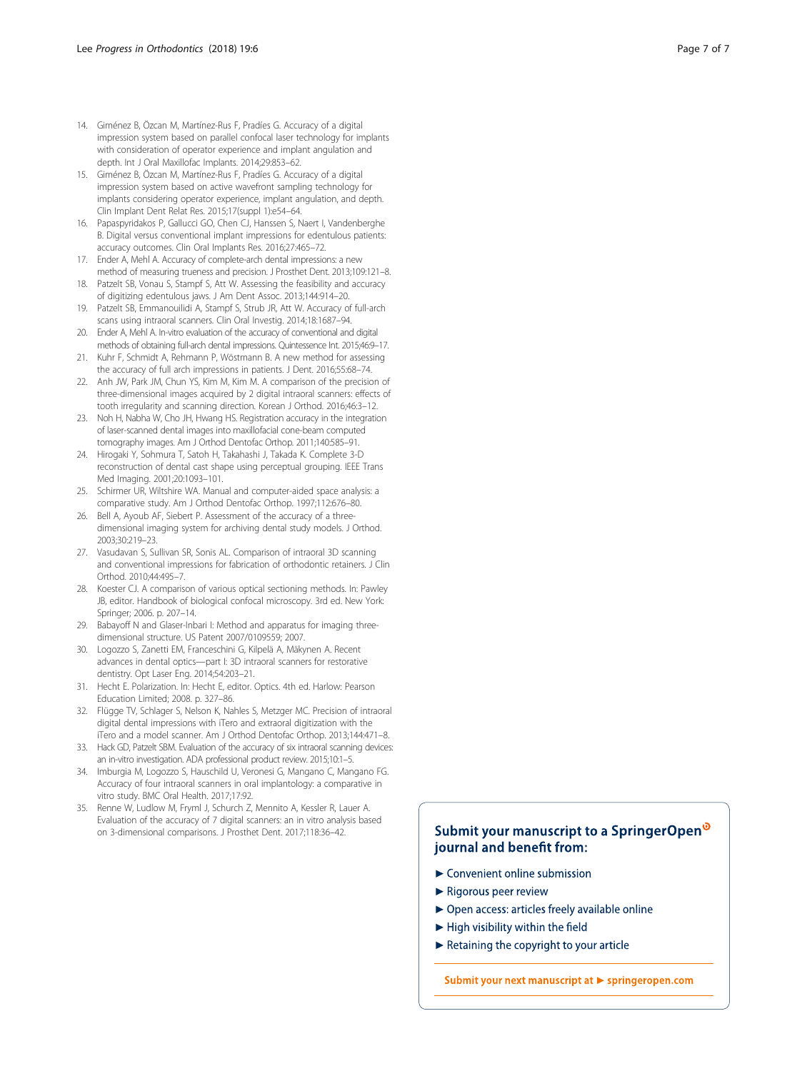14. Giménez B, Özcan M, Martínez-Rus F, Pradíes G. Accuracy of a digital impression system based on parallel confocal laser technology for implants with consideration of operator experience and implant angulation and depth. Int J Oral Maxillofac Implants. 2014;29:853–62.
15. Giménez B, Özcan M, Martínez-Rus F, Pradíes G. Accuracy of a digital impression system based on active wavefront sampling technology for implants considering operator experience, implant angulation, and depth. Clin Implant Dent Relat Res. 2015;17(suppl 1):e54–64.
16. Papaspyridakos P, Gallucci GO, Chen CJ, Hanssen S, Naert I, Vandenberghe B. Digital versus conventional implant impressions for edentulous patients: accuracy outcomes. Clin Oral Implants Res. 2016;27:465–72.
17. Ender A, Mehl A. Accuracy of complete-arch dental impressions: a new method of measuring trueness and precision. J Prosthet Dent. 2013;109:121–8.
18. Patzelt SB, Vonau S, Stampf S, Att W. Assessing the feasibility and accuracy of digitizing edentulous jaws. J Am Dent Assoc. 2013;144:914–20.
19. Patzelt SB, Emmanouilidi A, Stampf S, Strub JR, Att W. Accuracy of full-arch scans using intraoral scanners. Clin Oral Investig. 2014;18:1687–94.
20. Ender A, Mehl A. In-vitro evaluation of the accuracy of conventional and digital methods of obtaining full-arch dental impressions. Quintessence Int. 2015;46:9–17.
21. Kuhr F, Schmidt A, Rehmann P, Wöstmann B. A new method for assessing the accuracy of full arch impressions in patients. J Dent. 2016;55:68–74.
22. Anh JW, Park JM, Chun YS, Kim M, Kim M. A comparison of the precision of three-dimensional images acquired by 2 digital intraoral scanners: effects of tooth irregularity and scanning direction. Korean J Orthod. 2016;46:3–12.
23. Noh H, Nabha W, Cho JH, Hwang HS. Registration accuracy in the integration of laser-scanned dental images into maxillofacial cone-beam computed tomography images. Am J Orthod Dentofac Orthop. 2011;140:585–91.
24. Hirogaki Y, Sohmura T, Satoh H, Takahashi J, Takada K. Complete 3-D reconstruction of dental cast shape using perceptual grouping. IEEE Trans Med Imaging. 2001;20:1093–101.
25. Schirmer UR, Wiltshire WA. Manual and computer-aided space analysis: a comparative study. Am J Orthod Dentofac Orthop. 1997;112:676–80.
26. Bell A, Ayoub AF, Siebert P. Assessment of the accuracy of a three-dimensional imaging system for archiving dental study models. J Orthod. 2003;30:219–23.
27. Vasudavan S, Sullivan SR, Sonis AL. Comparison of intraoral 3D scanning and conventional impressions for fabrication of orthodontic retainers. J Clin Orthod. 2010;44:495–7.
28. Koester CJ. A comparison of various optical sectioning methods. In: Pawley JB, editor. Handbook of biological confocal microscopy. 3rd ed. New York: Springer; 2006. p. 207–14.
29. Babayoff N and Glaser-Inbari I: Method and apparatus for imaging three-dimensional structure. US Patent 2007/0109559; 2007.
30. Logozzo S, Zanetti EM, Franceschini G, Kilpelä A, Mäkynen A. Recent advances in dental optics—part I: 3D intraoral scanners for restorative dentistry. Opt Laser Eng. 2014;54:203–21.
31. Hecht E. Polarization. In: Hecht E, editor. Optics. 4th ed. Harlow: Pearson Education Limited; 2008. p. 327–86.
32. Flügge TV, Schlager S, Nelson K, Nahles S, Metzger MC. Precision of intraoral digital dental impressions with iTero and extraoral digitization with the iTero and a model scanner. Am J Orthod Dentofac Orthop. 2013;144:471–8.
33. Hack GD, Patzelt SBM. Evaluation of the accuracy of six intraoral scanning devices: an in-vitro investigation. ADA professional product review. 2015;10:1–5.
34. Imburgia M, Logozzo S, Hauschild U, Veronesi G, Mangano C, Mangano FG. Accuracy of four intraoral scanners in oral implantology: a comparative in vitro study. BMC Oral Health. 2017;17:92.
35. Renne W, Ludlow M, Fryml J, Schurch Z, Mennito A, Kessler R, Lauer A. Evaluation of the accuracy of 7 digital scanners: an in vitro analysis based on 3-dimensional comparisons. J Prosthet Dent. 2017;118:36–42.

**Submit your manuscript to a SpringerOpen journal and benefit from:**

- ► Convenient online submission
- ► Rigorous peer review
- ► Open access: articles freely available online
- ► High visibility within the field
- ► Retaining the copyright to your article

**Submit your next manuscript at ► springeropen.com**